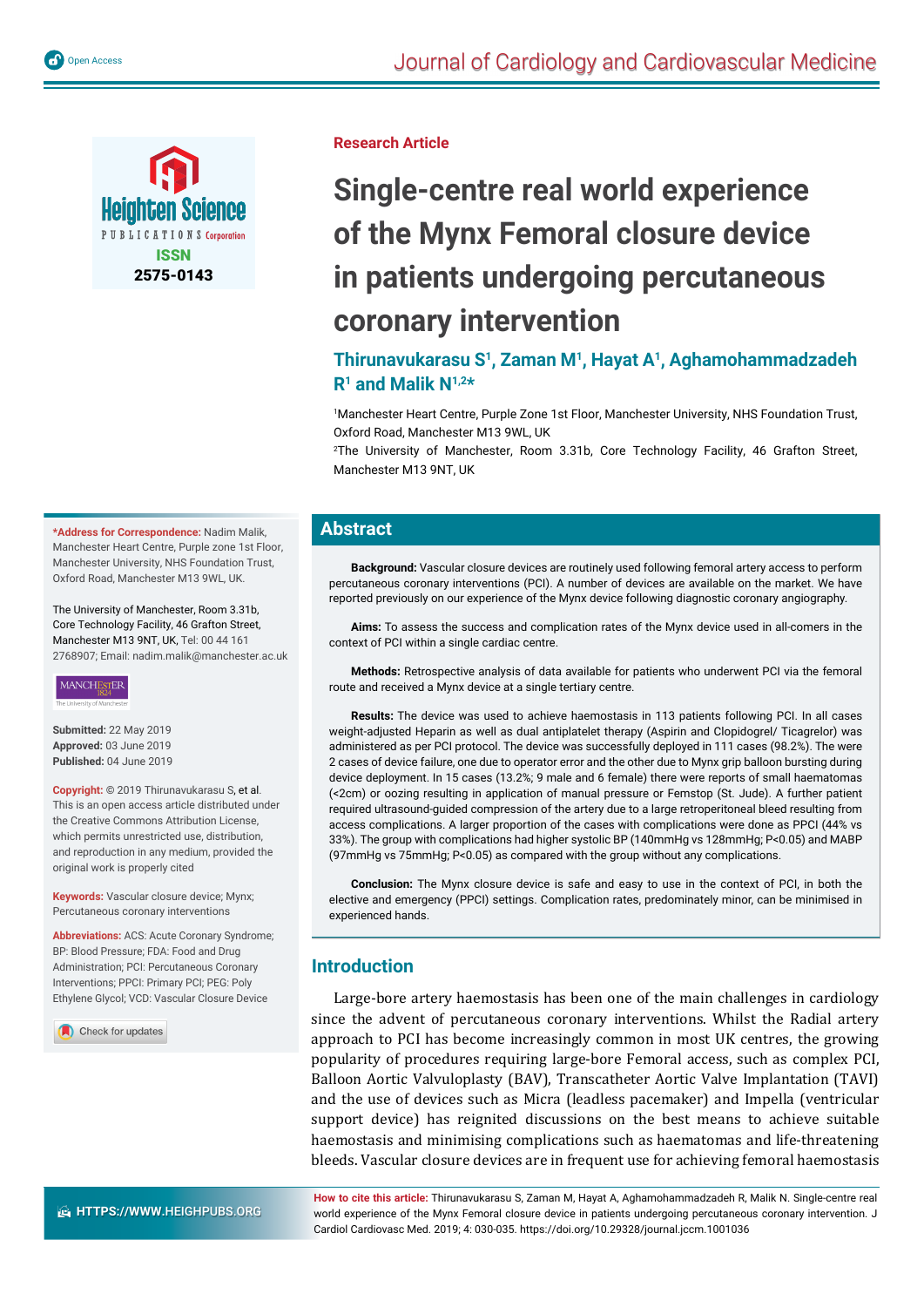Research Article

# Single-centre real world experience of the Mynx Femoral closure device in patients undergoing percutaneous coronary intervention

**Thirunavukarasu S[1], Zaman M[1], Hayat A[1], Aghamohammadzadeh R[1] and Malik N[1,2]***

[1]Manchester Heart Centre, Purple Zone 1st Floor, Manchester University, NHS Foundation Trust, Oxford Road, Manchester M13 9WL, UK

[2]The University of Manchester, Room 3.31b, Core Technology Facility, 46 Grafton Street, Manchester M13 9NT, UK

**\*Address for Correspondence:** Nadim Malik, Manchester Heart Centre, Purple zone 1st Floor, Manchester University, NHS Foundation Trust, Oxford Road, Manchester M13 9WL, UK.

The University of Manchester, Room 3.31b, Core Technology Facility, 46 Grafton Street, Manchester M13 9NT, UK, Tel: 00 44 161 2768907; Email: nadim.malik@manchester.ac.uk

**Submitted:** 22 May 2019
**Approved:** 03 June 2019
**Published:** 04 June 2019

**Copyright:** © 2019 Thirunavukarasu S, et al. This is an open access article distributed under the Creative Commons Attribution License, which permits unrestricted use, distribution, and reproduction in any medium, provided the original work is properly cited

**Keywords:** Vascular closure device; Mynx; Percutaneous coronary interventions

**Abbreviations:** ACS: Acute Coronary Syndrome; BP: Blood Pressure; FDA: Food and Drug Administration; PCI: Percutaneous Coronary Interventions; PPCI: Primary PCI; PEG: Poly Ethylene Glycol; VCD: Vascular Closure Device

## Abstract

**Background:** Vascular closure devices are routinely used following femoral artery access to perform percutaneous coronary interventions (PCI). A number of devices are available on the market. We have reported previously on our experience of the Mynx device following diagnostic coronary angiography.

**Aims:** To assess the success and complication rates of the Mynx device used in all-comers in the context of PCI within a single cardiac centre.

**Methods:** Retrospective analysis of data available for patients who underwent PCI via the femoral route and received a Mynx device at a single tertiary centre.

**Results:** The device was used to achieve haemostasis in 113 patients following PCI. In all cases weight-adjusted Heparin as well as dual antiplatelet therapy (Aspirin and Clopidogrel/ Ticagrelor) was administered as per PCI protocol. The device was successfully deployed in 111 cases (98.2%). The were 2 cases of device failure, one due to operator error and the other due to Mynx grip balloon bursting during device deployment. In 15 cases (13.2%; 9 male and 6 female) there were reports of small haematomas (<2cm) or oozing resulting in application of manual pressure or Femstop (St. Jude). A further patient required ultrasound-guided compression of the artery due to a large retroperitoneal bleed resulting from access complications. A larger proportion of the cases with complications were done as PPCI (44% vs 33%). The group with complications had higher systolic BP (140mmHg vs 128mmHg; P<0.05) and MABP (97mmHg vs 75mmHg; P<0.05) as compared with the group without any complications.

**Conclusion:** The Mynx closure device is safe and easy to use in the context of PCI, in both the elective and emergency (PPCI) settings. Complication rates, predominately minor, can be minimised in experienced hands.

## Introduction

Large-bore artery haemostasis has been one of the main challenges in cardiology since the advent of percutaneous coronary interventions. Whilst the Radial artery approach to PCI has become increasingly common in most UK centres, the growing popularity of procedures requiring large-bore Femoral access, such as complex PCI, Balloon Aortic Valvuloplasty (BAV), Transcatheter Aortic Valve Implantation (TAVI) and the use of devices such as Micra (leadless pacemaker) and Impella (ventricular support device) has reignited discussions on the best means to achieve suitable haemostasis and minimising complications such as haematomas and life-threatening bleeds. Vascular closure devices are in frequent use for achieving femoral haemostasis

**How to cite this article:** Thirunavukarasu S, Zaman M, Hayat A, Aghamohammadzadeh R, Malik N. Single-centre real world experience of the Mynx Femoral closure device in patients undergoing percutaneous coronary intervention. J Cardiol Cardiovasc Med. 2019; 4: 030-035. https://doi.org/10.29328/journal.jccm.1001036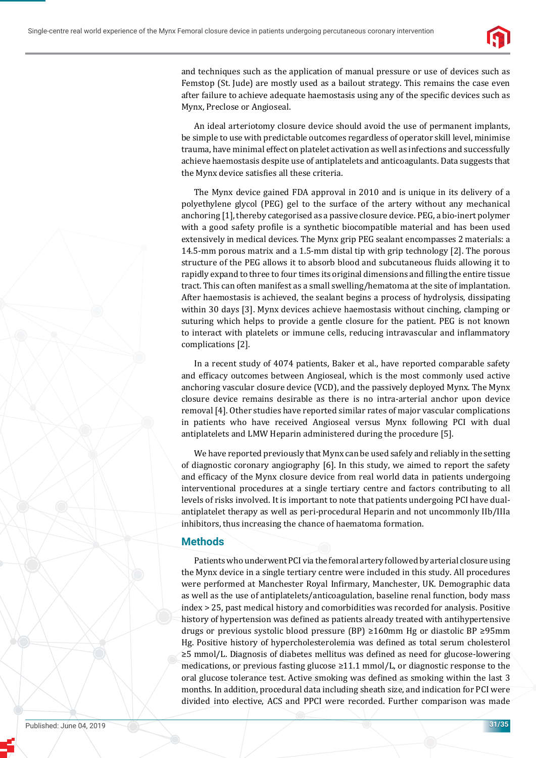and techniques such as the application of manual pressure or use of devices such as Femstop (St. Jude) are mostly used as a bailout strategy. This remains the case even after failure to achieve adequate haemostasis using any of the specific devices such as Mynx, Preclose or Angioseal.

An ideal arteriotomy closure device should avoid the use of permanent implants, be simple to use with predictable outcomes regardless of operator skill level, minimise trauma, have minimal effect on platelet activation as well as infections and successfully achieve haemostasis despite use of antiplatelets and anticoagulants. Data suggests that the Mynx device satisfies all these criteria.

The Mynx device gained FDA approval in 2010 and is unique in its delivery of a polyethylene glycol (PEG) gel to the surface of the artery without any mechanical anchoring [1], thereby categorised as a passive closure device. PEG, a bio-inert polymer with a good safety profile is a synthetic biocompatible material and has been used extensively in medical devices. The Mynx grip PEG sealant encompasses 2 materials: a 14.5-mm porous matrix and a 1.5-mm distal tip with grip technology [2]. The porous structure of the PEG allows it to absorb blood and subcutaneous fluids allowing it to rapidly expand to three to four times its original dimensions and filling the entire tissue tract. This can often manifest as a small swelling/hematoma at the site of implantation. After haemostasis is achieved, the sealant begins a process of hydrolysis, dissipating within 30 days [3]. Mynx devices achieve haemostasis without cinching, clamping or suturing which helps to provide a gentle closure for the patient. PEG is not known to interact with platelets or immune cells, reducing intravascular and inflammatory complications [2].

In a recent study of 4074 patients, Baker et al., have reported comparable safety and efficacy outcomes between Angioseal, which is the most commonly used active anchoring vascular closure device (VCD), and the passively deployed Mynx. The Mynx closure device remains desirable as there is no intra-arterial anchor upon device removal [4]. Other studies have reported similar rates of major vascular complications in patients who have received Angioseal versus Mynx following PCI with dual antiplatelets and LMW Heparin administered during the procedure [5].

We have reported previously that Mynx can be used safely and reliably in the setting of diagnostic coronary angiography [6]. In this study, we aimed to report the safety and efficacy of the Mynx closure device from real world data in patients undergoing interventional procedures at a single tertiary centre and factors contributing to all levels of risks involved. It is important to note that patients undergoing PCI have dual-antiplatelet therapy as well as peri-procedural Heparin and not uncommonly IIb/IIIa inhibitors, thus increasing the chance of haematoma formation.

## Methods

Patients who underwent PCI via the femoral artery followed by arterial closure using the Mynx device in a single tertiary centre were included in this study. All procedures were performed at Manchester Royal Infirmary, Manchester, UK. Demographic data as well as the use of antiplatelets/anticoagulation, baseline renal function, body mass index > 25, past medical history and comorbidities was recorded for analysis. Positive history of hypertension was defined as patients already treated with antihypertensive drugs or previous systolic blood pressure (BP) ≥160mm Hg or diastolic BP ≥95mm Hg. Positive history of hypercholesterolemia was defined as total serum cholesterol ≥5 mmol/L. Diagnosis of diabetes mellitus was defined as need for glucose-lowering medications, or previous fasting glucose ≥11.1 mmol/L, or diagnostic response to the oral glucose tolerance test. Active smoking was defined as smoking within the last 3 months. In addition, procedural data including sheath size, and indication for PCI were divided into elective, ACS and PPCI were recorded. Further comparison was made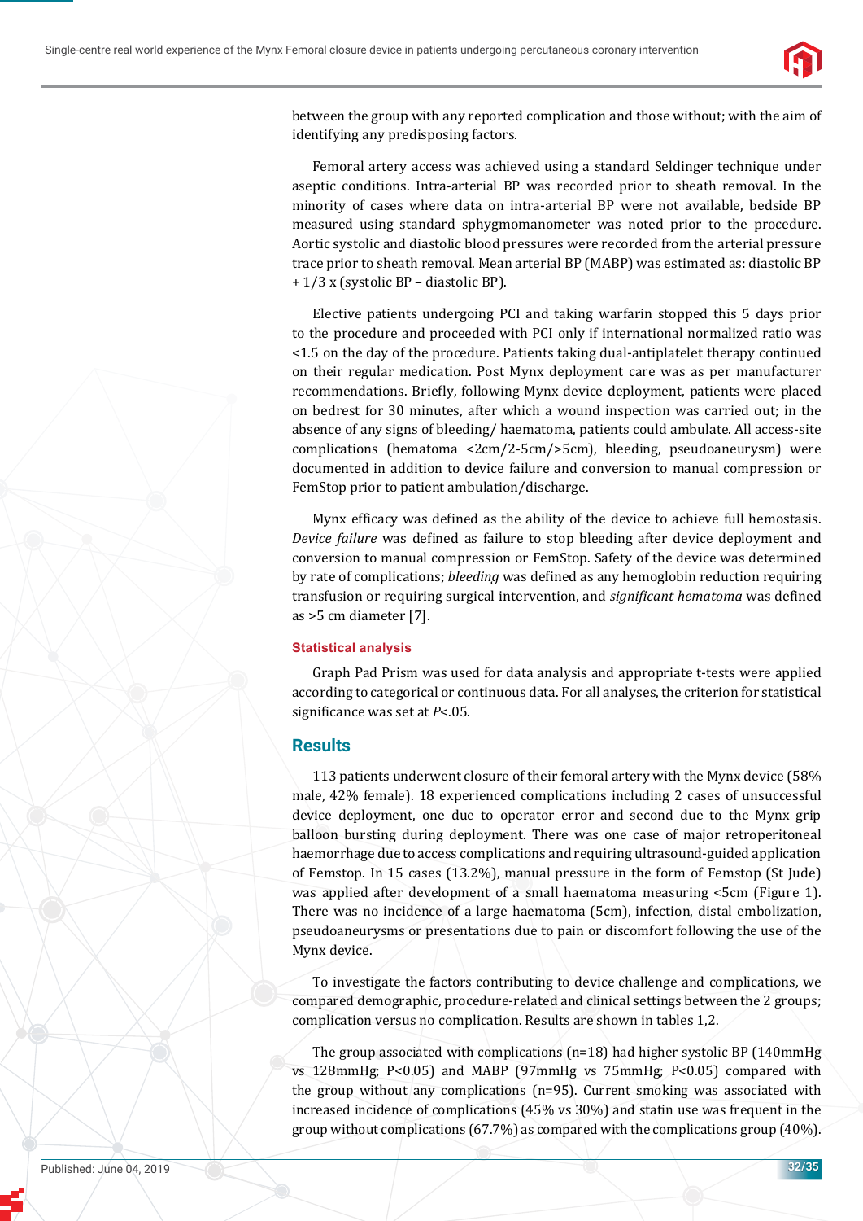between the group with any reported complication and those without; with the aim of identifying any predisposing factors.

Femoral artery access was achieved using a standard Seldinger technique under aseptic conditions. Intra-arterial BP was recorded prior to sheath removal. In the minority of cases where data on intra-arterial BP were not available, bedside BP measured using standard sphygmomanometer was noted prior to the procedure. Aortic systolic and diastolic blood pressures were recorded from the arterial pressure trace prior to sheath removal. Mean arterial BP (MABP) was estimated as: diastolic BP + 1/3 x (systolic BP – diastolic BP).

Elective patients undergoing PCI and taking warfarin stopped this 5 days prior to the procedure and proceeded with PCI only if international normalized ratio was <1.5 on the day of the procedure. Patients taking dual-antiplatelet therapy continued on their regular medication. Post Mynx deployment care was as per manufacturer recommendations. Briefly, following Mynx device deployment, patients were placed on bedrest for 30 minutes, after which a wound inspection was carried out; in the absence of any signs of bleeding/ haematoma, patients could ambulate. All access-site complications (hematoma <2cm/2-5cm/>5cm), bleeding, pseudoaneurysm) were documented in addition to device failure and conversion to manual compression or FemStop prior to patient ambulation/discharge.

Mynx efficacy was defined as the ability of the device to achieve full hemostasis. *Device failure* was defined as failure to stop bleeding after device deployment and conversion to manual compression or FemStop. Safety of the device was determined by rate of complications; *bleeding* was defined as any hemoglobin reduction requiring transfusion or requiring surgical intervention, and *significant hematoma* was defined as >5 cm diameter [7].

### Statistical analysis

Graph Pad Prism was used for data analysis and appropriate t-tests were applied according to categorical or continuous data. For all analyses, the criterion for statistical significance was set at *P*<.05.

## Results

113 patients underwent closure of their femoral artery with the Mynx device (58% male, 42% female). 18 experienced complications including 2 cases of unsuccessful device deployment, one due to operator error and second due to the Mynx grip balloon bursting during deployment. There was one case of major retroperitoneal haemorrhage due to access complications and requiring ultrasound-guided application of Femstop. In 15 cases (13.2%), manual pressure in the form of Femstop (St Jude) was applied after development of a small haematoma measuring <5cm (Figure 1). There was no incidence of a large haematoma (5cm), infection, distal embolization, pseudoaneurysms or presentations due to pain or discomfort following the use of the Mynx device.

To investigate the factors contributing to device challenge and complications, we compared demographic, procedure-related and clinical settings between the 2 groups; complication versus no complication. Results are shown in tables 1,2.

The group associated with complications (n=18) had higher systolic BP (140mmHg vs 128mmHg; P<0.05) and MABP (97mmHg vs 75mmHg; P<0.05) compared with the group without any complications (n=95). Current smoking was associated with increased incidence of complications (45% vs 30%) and statin use was frequent in the group without complications (67.7%) as compared with the complications group (40%).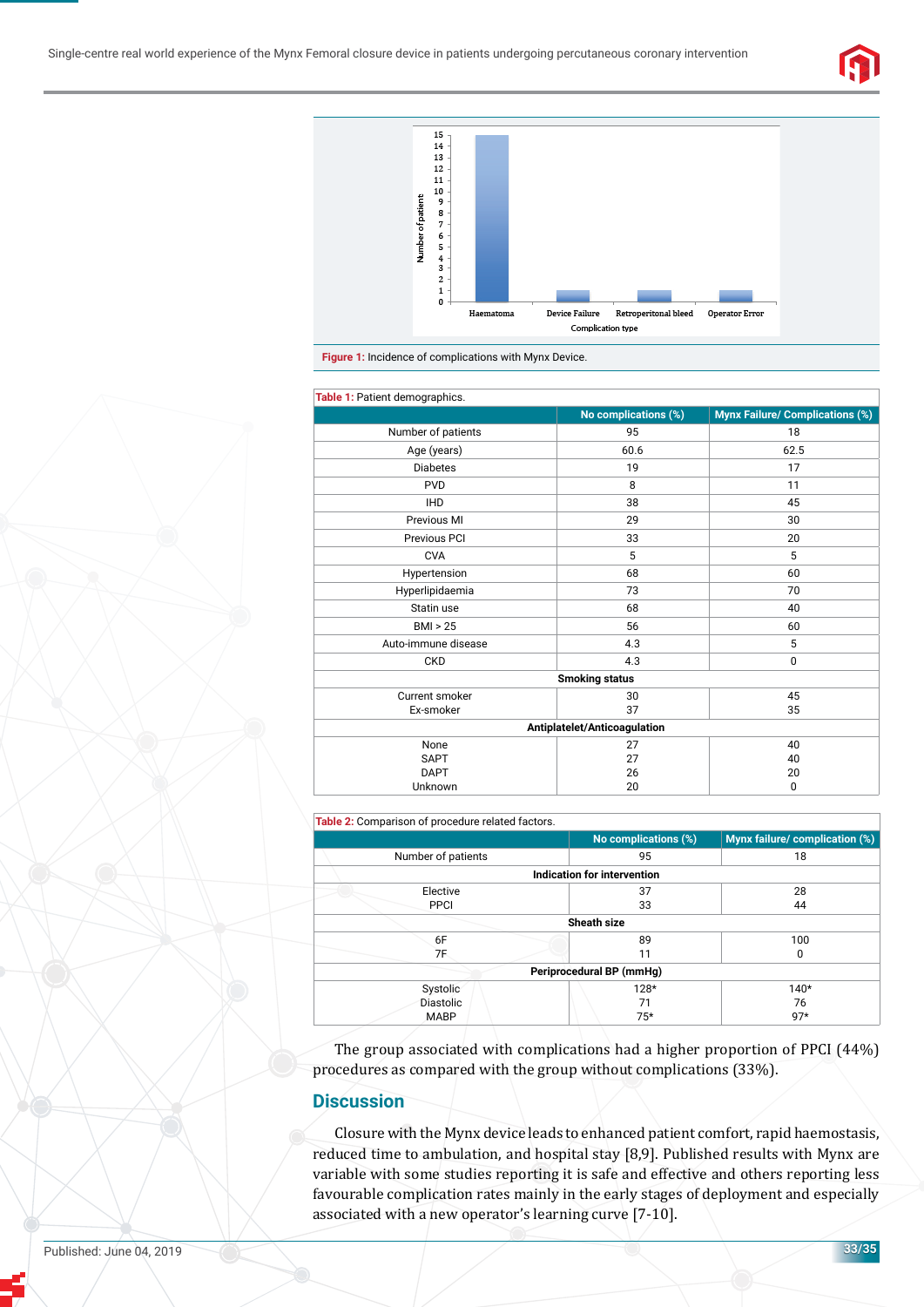Figure 1: Incidence of complications with Mynx Device.

Table 1: Patient demographics.

| | No complications (%) | Mynx Failure/ Complications (%) |
|---|---|---|
| Number of patients | 95 | 18 |
| Age (years) | 60.6 | 62.5 |
| Diabetes | 19 | 17 |
| PVD | 8 | 11 |
| IHD | 38 | 45 |
| Previous MI | 29 | 30 |
| Previous PCI | 33 | 20 |
| CVA | 5 | 5 |
| Hypertension | 68 | 60 |
| Hyperlipidaemia | 73 | 70 |
| Statin use | 68 | 40 |
| BMI > 25 | 56 | 60 |
| Auto-immune disease | 4.3 | 5 |
| CKD | 4.3 | 0 |
| **Smoking status** | | |
| Current smoker | 30 | 45 |
| Ex-smoker | 37 | 35 |
| **Antiplatelet/Anticoagulation** | | |
| None | 27 | 40 |
| SAPT | 27 | 40 |
| DAPT | 26 | 20 |
| Unknown | 20 | 0 |

Table 2: Comparison of procedure related factors.

| | No complications (%) | Mynx failure/ complication (%) |
|---|---|---|
| Number of patients | 95 | 18 |
| **Indication for intervention** | | |
| Elective | 37 | 28 |
| PPCI | 33 | 44 |
| **Sheath size** | | |
| 6F | 89 | 100 |
| 7F | 11 | 0 |
| **Periprocedural BP (mmHg)** | | |
| Systolic | 128* | 140* |
| Diastolic | 71 | 76 |
| MABP | 75* | 97* |

The group associated with complications had a higher proportion of PPCI (44%) procedures as compared with the group without complications (33%).

## Discussion

Closure with the Mynx device leads to enhanced patient comfort, rapid haemostasis, reduced time to ambulation, and hospital stay [8,9]. Published results with Mynx are variable with some studies reporting it is safe and effective and others reporting less favourable complication rates mainly in the early stages of deployment and especially associated with a new operator's learning curve [7-10].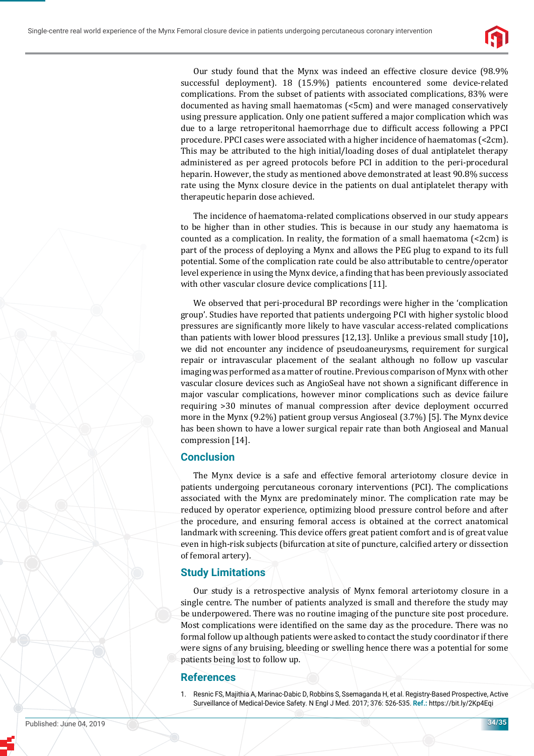Our study found that the Mynx was indeed an effective closure device (98.9% successful deployment). 18 (15.9%) patients encountered some device-related complications. From the subset of patients with associated complications, 83% were documented as having small haematomas (<5cm) and were managed conservatively using pressure application. Only one patient suffered a major complication which was due to a large retroperitonal haemorrhage due to difficult access following a PPCI procedure. PPCI cases were associated with a higher incidence of haematomas (<2cm). This may be attributed to the high initial/loading doses of dual antiplatelet therapy administered as per agreed protocols before PCI in addition to the peri-procedural heparin. However, the study as mentioned above demonstrated at least 90.8% success rate using the Mynx closure device in the patients on dual antiplatelet therapy with therapeutic heparin dose achieved.

The incidence of haematoma-related complications observed in our study appears to be higher than in other studies. This is because in our study any haematoma is counted as a complication. In reality, the formation of a small haematoma (<2cm) is part of the process of deploying a Mynx and allows the PEG plug to expand to its full potential. Some of the complication rate could be also attributable to centre/operator level experience in using the Mynx device, a finding that has been previously associated with other vascular closure device complications [11].

We observed that peri-procedural BP recordings were higher in the 'complication group'. Studies have reported that patients undergoing PCI with higher systolic blood pressures are significantly more likely to have vascular access-related complications than patients with lower blood pressures [12,13]. Unlike a previous small study [10], we did not encounter any incidence of pseudoaneurysms, requirement for surgical repair or intravascular placement of the sealant although no follow up vascular imaging was performed as a matter of routine. Previous comparison of Mynx with other vascular closure devices such as AngioSeal have not shown a significant difference in major vascular complications, however minor complications such as device failure requiring >30 minutes of manual compression after device deployment occurred more in the Mynx (9.2%) patient group versus Angioseal (3.7%) [5]. The Mynx device has been shown to have a lower surgical repair rate than both Angioseal and Manual compression [14].

## Conclusion

The Mynx device is a safe and effective femoral arteriotomy closure device in patients undergoing percutaneous coronary interventions (PCI). The complications associated with the Mynx are predominately minor. The complication rate may be reduced by operator experience, optimizing blood pressure control before and after the procedure, and ensuring femoral access is obtained at the correct anatomical landmark with screening. This device offers great patient comfort and is of great value even in high-risk subjects (bifurcation at site of puncture, calcified artery or dissection of femoral artery).

## Study Limitations

Our study is a retrospective analysis of Mynx femoral arteriotomy closure in a single centre. The number of patients analyzed is small and therefore the study may be underpowered. There was no routine imaging of the puncture site post procedure. Most complications were identified on the same day as the procedure. There was no formal follow up although patients were asked to contact the study coordinator if there were signs of any bruising, bleeding or swelling hence there was a potential for some patients being lost to follow up.

## References

1. Resnic FS, Majithia A, Marinac-Dabic D, Robbins S, Ssemaganda H, et al. Registry-Based Prospective, Active Surveillance of Medical-Device Safety. N Engl J Med. 2017; 376: 526-535. **Ref.:** https://bit.ly/2Kp4Eqi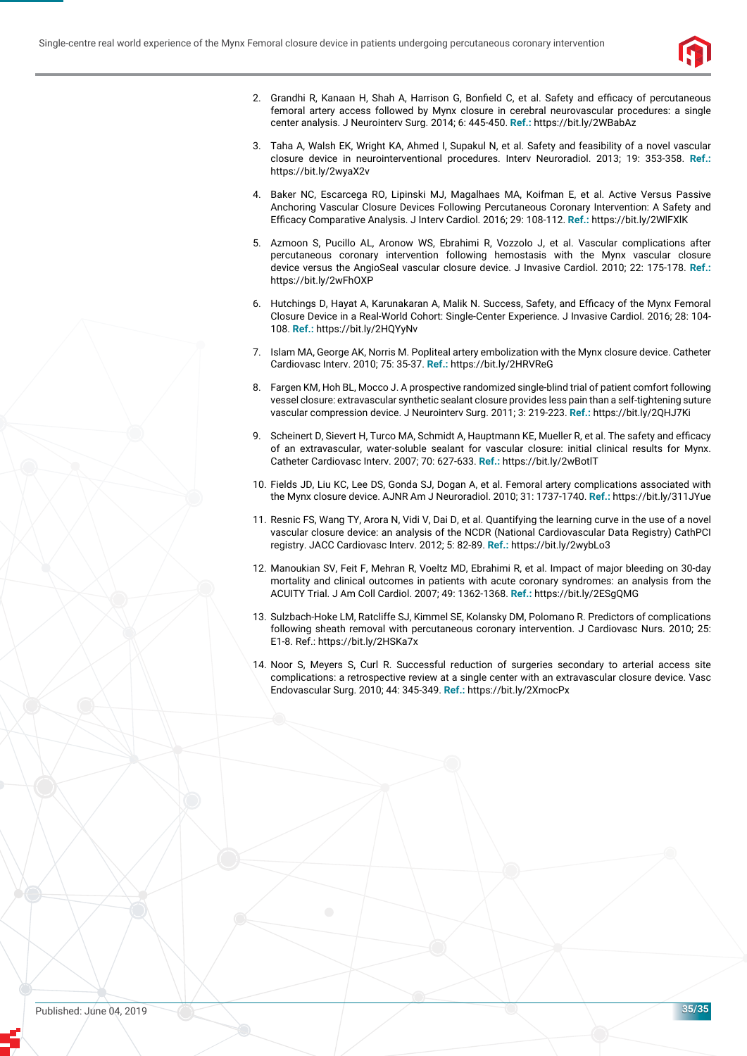2. Grandhi R, Kanaan H, Shah A, Harrison G, Bonfield C, et al. Safety and efficacy of percutaneous femoral artery access followed by Mynx closure in cerebral neurovascular procedures: a single center analysis. J Neurointerv Surg. 2014; 6: 445-450. **Ref.:** https://bit.ly/2WBabAz

3. Taha A, Walsh EK, Wright KA, Ahmed I, Supakul N, et al. Safety and feasibility of a novel vascular closure device in neurointerventional procedures. Interv Neuroradiol. 2013; 19: 353-358. **Ref.:** https://bit.ly/2wyaX2v

4. Baker NC, Escarcega RO, Lipinski MJ, Magalhaes MA, Koifman E, et al. Active Versus Passive Anchoring Vascular Closure Devices Following Percutaneous Coronary Intervention: A Safety and Efficacy Comparative Analysis. J Interv Cardiol. 2016; 29: 108-112. **Ref.:** https://bit.ly/2WlFXlK

5. Azmoon S, Pucillo AL, Aronow WS, Ebrahimi R, Vozzolo J, et al. Vascular complications after percutaneous coronary intervention following hemostasis with the Mynx vascular closure device versus the AngioSeal vascular closure device. J Invasive Cardiol. 2010; 22: 175-178. **Ref.:** https://bit.ly/2wFhOXP

6. Hutchings D, Hayat A, Karunakaran A, Malik N. Success, Safety, and Efficacy of the Mynx Femoral Closure Device in a Real-World Cohort: Single-Center Experience. J Invasive Cardiol. 2016; 28: 104-108. **Ref.:** https://bit.ly/2HQYyNv

7. Islam MA, George AK, Norris M. Popliteal artery embolization with the Mynx closure device. Catheter Cardiovasc Interv. 2010; 75: 35-37. **Ref.:** https://bit.ly/2HRVReG

8. Fargen KM, Hoh BL, Mocco J. A prospective randomized single-blind trial of patient comfort following vessel closure: extravascular synthetic sealant closure provides less pain than a self-tightening suture vascular compression device. J Neurointerv Surg. 2011; 3: 219-223. **Ref.:** https://bit.ly/2QHJ7Ki

9. Scheinert D, Sievert H, Turco MA, Schmidt A, Hauptmann KE, Mueller R, et al. The safety and efficacy of an extravascular, water-soluble sealant for vascular closure: initial clinical results for Mynx. Catheter Cardiovasc Interv. 2007; 70: 627-633. **Ref.:** https://bit.ly/2wBotlT

10. Fields JD, Liu KC, Lee DS, Gonda SJ, Dogan A, et al. Femoral artery complications associated with the Mynx closure device. AJNR Am J Neuroradiol. 2010; 31: 1737-1740. **Ref.:** https://bit.ly/311JYue

11. Resnic FS, Wang TY, Arora N, Vidi V, Dai D, et al. Quantifying the learning curve in the use of a novel vascular closure device: an analysis of the NCDR (National Cardiovascular Data Registry) CathPCI registry. JACC Cardiovasc Interv. 2012; 5: 82-89. **Ref.:** https://bit.ly/2wybLo3

12. Manoukian SV, Feit F, Mehran R, Voeltz MD, Ebrahimi R, et al. Impact of major bleeding on 30-day mortality and clinical outcomes in patients with acute coronary syndromes: an analysis from the ACUITY Trial. J Am Coll Cardiol. 2007; 49: 1362-1368. **Ref.:** https://bit.ly/2ESgQMG

13. Sulzbach-Hoke LM, Ratcliffe SJ, Kimmel SE, Kolansky DM, Polomano R. Predictors of complications following sheath removal with percutaneous coronary intervention. J Cardiovasc Nurs. 2010; 25: E1-8. Ref.: https://bit.ly/2HSKa7x

14. Noor S, Meyers S, Curl R. Successful reduction of surgeries secondary to arterial access site complications: a retrospective review at a single center with an extravascular closure device. Vasc Endovascular Surg. 2010; 44: 345-349. **Ref.:** https://bit.ly/2XmocPx

Published: June 04, 2019